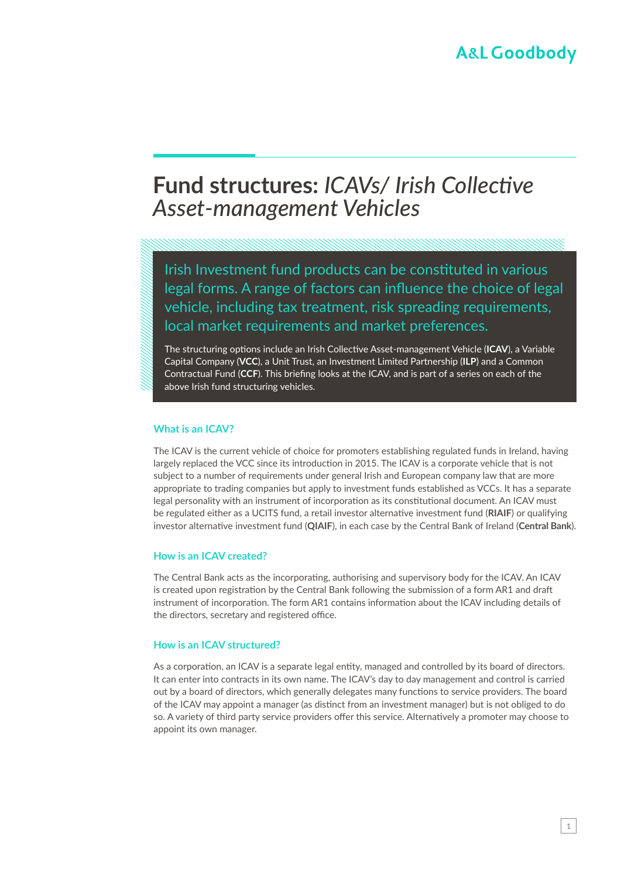# **Fund structures:** *ICAVs/ Irish Collective Asset-management Vehicles*

Irish Investment fund products can be constituted in various legal forms. A range of factors can influence the choice of legal vehicle, including tax treatment, risk spreading requirements, local market requirements and market preferences.

The structuring options include an Irish Collective Asset-management Vehicle (**ICAV**), a Variable Capital Company (**VCC**), a Unit Trust, an Investment Limited Partnership (**ILP**) and a Common Contractual Fund (**CCF**). This briefing looks at the ICAV, and is part of a series on each of the above Irish fund structuring vehicles.

## What is an ICAV?

The ICAV is the current vehicle of choice for promoters establishing regulated funds in Ireland, having largely replaced the VCC since its introduction in 2015. The ICAV is a corporate vehicle that is not subject to a number of requirements under general Irish and European company law that are more appropriate to trading companies but apply to investment funds established as VCCs. It has a separate legal personality with an instrument of incorporation as its constitutional document. An ICAV must be regulated either as a UCITS fund, a retail investor alternative investment fund (**RIAIF**) or qualifying investor alternative investment fund (**QIAIF**), in each case by the Central Bank of Ireland (**Central Bank**).

## How is an ICAV created?

The Central Bank acts as the incorporating, authorising and supervisory body for the ICAV. An ICAV is created upon registration by the Central Bank following the submission of a form AR1 and draft instrument of incorporation. The form AR1 contains information about the ICAV including details of the directors, secretary and registered office.

## How is an ICAV structured?

As a corporation, an ICAV is a separate legal entity, managed and controlled by its board of directors. It can enter into contracts in its own name. The ICAV's day to day management and control is carried out by a board of directors, which generally delegates many functions to service providers. The board of the ICAV may appoint a manager (as distinct from an investment manager) but is not obliged to do so. A variety of third party service providers offer this service. Alternatively a promoter may choose to appoint its own manager.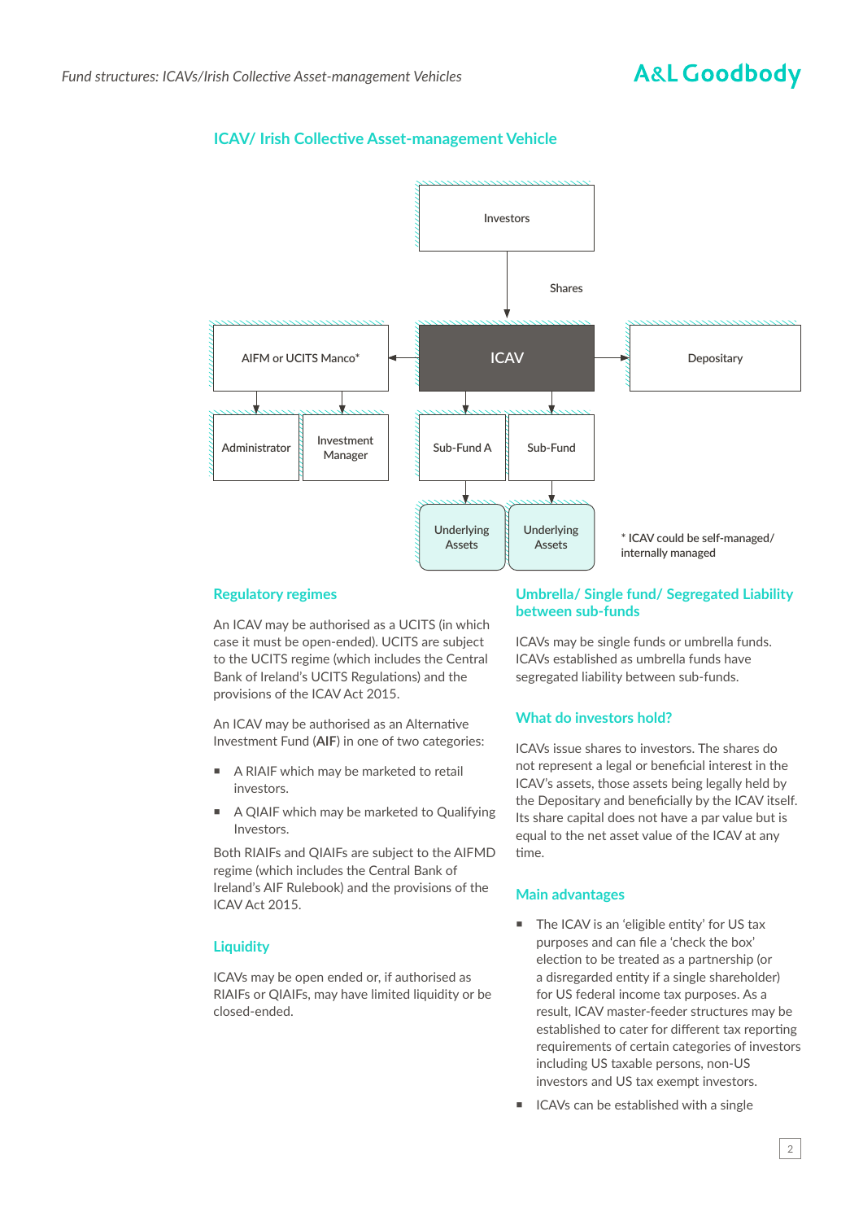## ICAV/ Irish Collective Asset-management Vehicle

Investors

Shares

AIFM or UCITS Manco*

ICAV

Depositary

Administrator

Investment Manager

Sub-Fund A

Sub-Fund

Underlying Assets

Underlying Assets

* ICAV could be self-managed/ internally managed

### Regulatory regimes

An ICAV may be authorised as a UCITS (in which case it must be open-ended). UCITS are subject to the UCITS regime (which includes the Central Bank of Ireland's UCITS Regulations) and the provisions of the ICAV Act 2015.

An ICAV may be authorised as an Alternative Investment Fund (**AIF**) in one of two categories:

- A RIAIF which may be marketed to retail investors.
- A QIAIF which may be marketed to Qualifying Investors.

Both RIAIFs and QIAIFs are subject to the AIFMD regime (which includes the Central Bank of Ireland's AIF Rulebook) and the provisions of the ICAV Act 2015.

### Liquidity

ICAVs may be open ended or, if authorised as RIAIFs or QIAIFs, may have limited liquidity or be closed-ended.

### Umbrella/ Single fund/ Segregated Liability between sub-funds

ICAVs may be single funds or umbrella funds. ICAVs established as umbrella funds have segregated liability between sub-funds.

### What do investors hold?

ICAVs issue shares to investors. The shares do not represent a legal or beneficial interest in the ICAV's assets, those assets being legally held by the Depositary and beneficially by the ICAV itself. Its share capital does not have a par value but is equal to the net asset value of the ICAV at any time.

### Main advantages

- The ICAV is an 'eligible entity' for US tax purposes and can file a 'check the box' election to be treated as a partnership (or a disregarded entity if a single shareholder) for US federal income tax purposes. As a result, ICAV master-feeder structures may be established to cater for different tax reporting requirements of certain categories of investors including US taxable persons, non-US investors and US tax exempt investors.
- ICAVs can be established with a single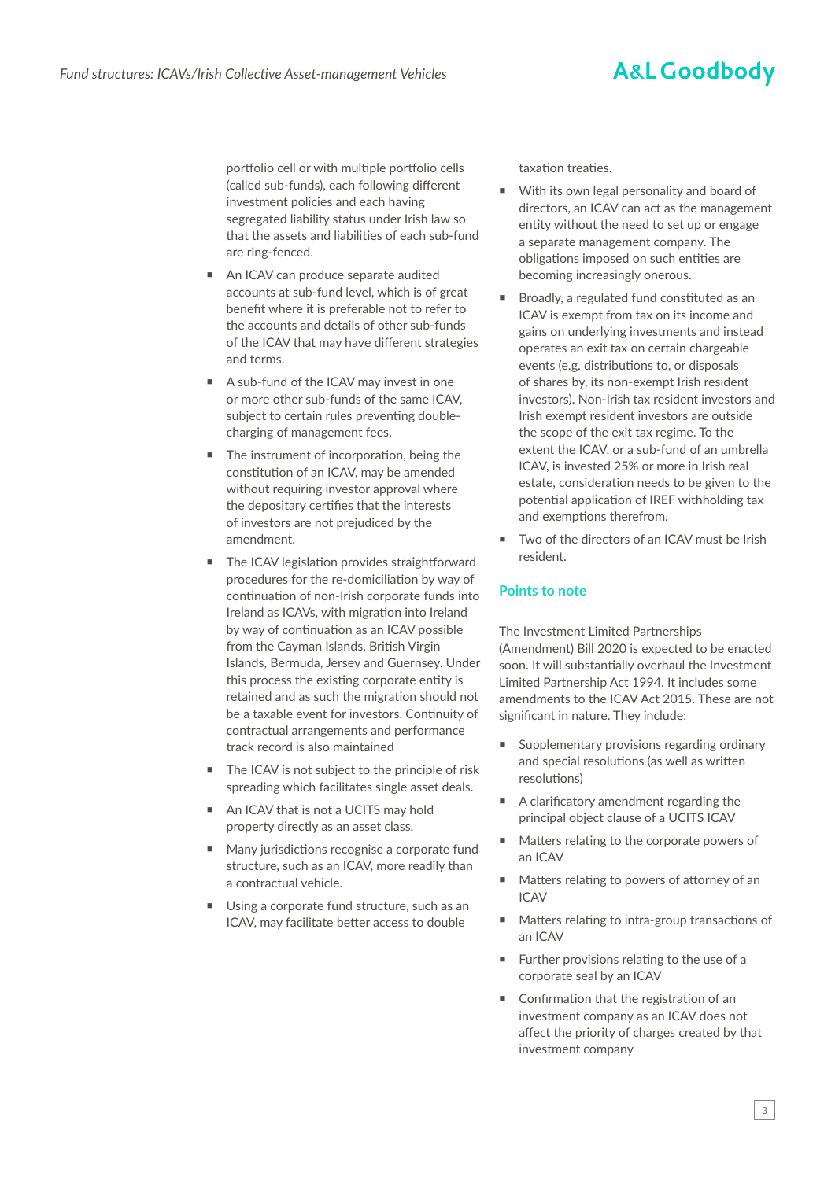portfolio cell or with multiple portfolio cells (called sub-funds), each following different investment policies and each having segregated liability status under Irish law so that the assets and liabilities of each sub-fund are ring-fenced.

- An ICAV can produce separate audited accounts at sub-fund level, which is of great benefit where it is preferable not to refer to the accounts and details of other sub-funds of the ICAV that may have different strategies and terms.
- A sub-fund of the ICAV may invest in one or more other sub-funds of the same ICAV, subject to certain rules preventing double-charging of management fees.
- The instrument of incorporation, being the constitution of an ICAV, may be amended without requiring investor approval where the depositary certifies that the interests of investors are not prejudiced by the amendment.
- The ICAV legislation provides straightforward procedures for the re-domiciliation by way of continuation of non-Irish corporate funds into Ireland as ICAVs, with migration into Ireland by way of continuation as an ICAV possible from the Cayman Islands, British Virgin Islands, Bermuda, Jersey and Guernsey. Under this process the existing corporate entity is retained and as such the migration should not be a taxable event for investors. Continuity of contractual arrangements and performance track record is also maintained
- The ICAV is not subject to the principle of risk spreading which facilitates single asset deals.
- An ICAV that is not a UCITS may hold property directly as an asset class.
- Many jurisdictions recognise a corporate fund structure, such as an ICAV, more readily than a contractual vehicle.
- Using a corporate fund structure, such as an ICAV, may facilitate better access to double taxation treaties.
- With its own legal personality and board of directors, an ICAV can act as the management entity without the need to set up or engage a separate management company. The obligations imposed on such entities are becoming increasingly onerous.
- Broadly, a regulated fund constituted as an ICAV is exempt from tax on its income and gains on underlying investments and instead operates an exit tax on certain chargeable events (e.g. distributions to, or disposals of shares by, its non-exempt Irish resident investors). Non-Irish tax resident investors and Irish exempt resident investors are outside the scope of the exit tax regime. To the extent the ICAV, or a sub-fund of an umbrella ICAV, is invested 25% or more in Irish real estate, consideration needs to be given to the potential application of IREF withholding tax and exemptions therefrom.
- Two of the directors of an ICAV must be Irish resident.

## Points to note

The Investment Limited Partnerships (Amendment) Bill 2020 is expected to be enacted soon. It will substantially overhaul the Investment Limited Partnership Act 1994. It includes some amendments to the ICAV Act 2015. These are not significant in nature. They include:

- Supplementary provisions regarding ordinary and special resolutions (as well as written resolutions)
- A clarificatory amendment regarding the principal object clause of a UCITS ICAV
- Matters relating to the corporate powers of an ICAV
- Matters relating to powers of attorney of an ICAV
- Matters relating to intra-group transactions of an ICAV
- Further provisions relating to the use of a corporate seal by an ICAV
- Confirmation that the registration of an investment company as an ICAV does not affect the priority of charges created by that investment company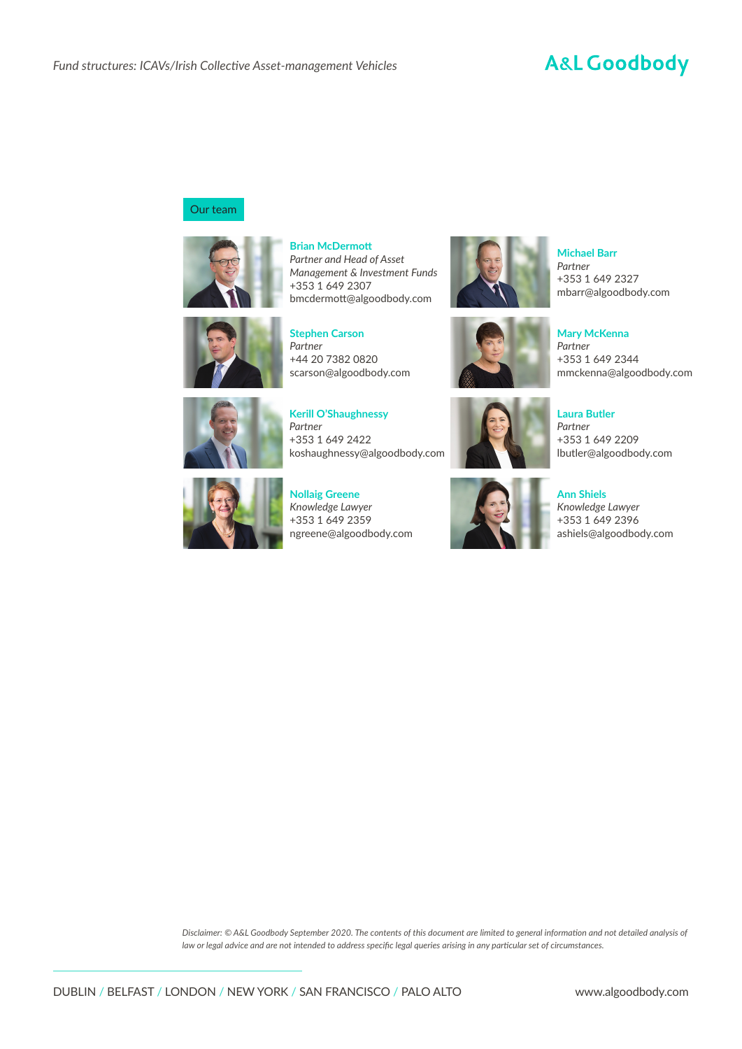## Our team

**Brian McDermott**
*Partner and Head of Asset Management & Investment Funds*
+353 1 649 2307
bmcdermott@algoodbody.com

**Michael Barr**
*Partner*
+353 1 649 2327
mbarr@algoodbody.com

**Stephen Carson**
*Partner*
+44 20 7382 0820
scarson@algoodbody.com

**Mary McKenna**
*Partner*
+353 1 649 2344
mmckenna@algoodbody.com

**Kerill O'Shaughnessy**
*Partner*
+353 1 649 2422
koshaughnessy@algoodbody.com

**Laura Butler**
*Partner*
+353 1 649 2209
lbutler@algoodbody.com

**Nollaig Greene**
*Knowledge Lawyer*
+353 1 649 2359
ngreene@algoodbody.com

**Ann Shiels**
*Knowledge Lawyer*
+353 1 649 2396
ashiels@algoodbody.com

*Disclaimer: © A&L Goodbody September 2020. The contents of this document are limited to general information and not detailed analysis of law or legal advice and are not intended to address specific legal queries arising in any particular set of circumstances.*

DUBLIN / BELFAST / LONDON / NEW YORK / SAN FRANCISCO / PALO ALTO

www.algoodbody.com